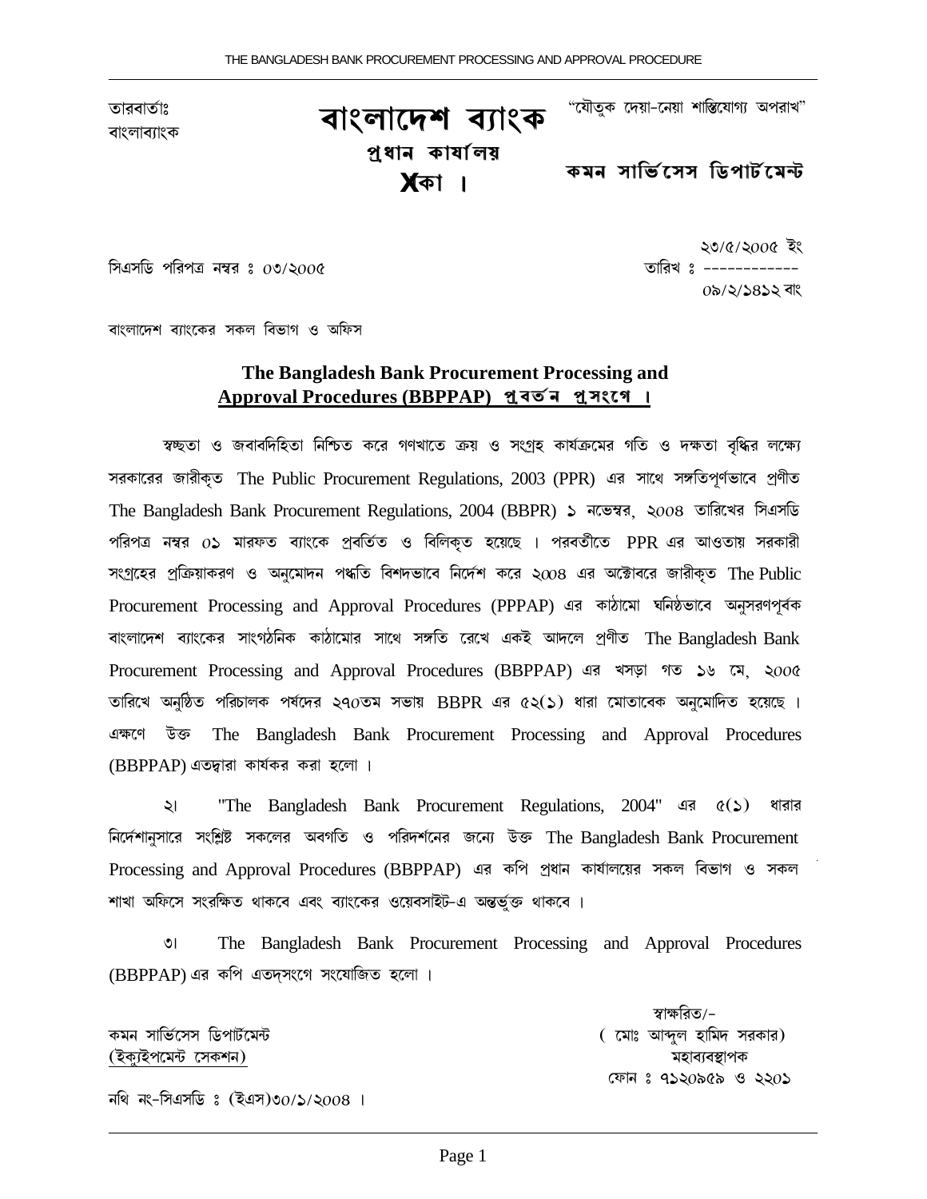তারবার্তাঃ
বাংলাব্যাংক

# বাংলাদেশ ব্যাংক

**প্রধান কার্যালয়**
**ঢাকা ।**

"যৌতুক দেয়া-নেয়া শাস্তিযোগ্য অপরাধ"

**কমন সার্ভিসেস ডিপার্টমেন্ট**

সিএসডি পরিপত্র নম্বর ঃ ০৩/২০০৫

তারিখ ঃ ২৩/৫/২০০৫ ইং
০৯/২/১৪১২ বাং

বাংলাদেশ ব্যাংকের সকল বিভাগ ও অফিস

## The Bangladesh Bank Procurement Processing and Approval Procedures (BBPPAP) প্রবর্তন প্রসংগে ।

স্বচ্ছতা ও জবাবদিহিতা নিশ্চিত করে গণখাতে ক্রয় ও সংগ্রহ কার্যক্রমের গতি ও দক্ষতা বৃদ্ধির লক্ষ্যে সরকারের জারীকৃত The Public Procurement Regulations, 2003 (PPR) এর সাথে সঙ্গতিপূর্ণভাবে প্রণীত The Bangladesh Bank Procurement Regulations, 2004 (BBPR) ১ নভেম্বর, ২০০৪ তারিখের সিএসডি পরিপত্র নম্বর ০১ মারফত ব্যাংকে প্রবর্তিত ও বিলিকৃত হয়েছে । পরবর্তীতে PPR এর আওতায় সরকারী সংগ্রহের প্রক্রিয়াকরণ ও অনুমোদন পদ্ধতি বিশদভাবে নির্দেশ করে ২০০৪ এর অক্টোবরে জারীকৃত The Public Procurement Processing and Approval Procedures (PPPAP) এর কাঠামো ঘনিষ্ঠভাবে অনুসরণপূর্বক বাংলাদেশ ব্যাংকের সাংগঠনিক কাঠামোর সাথে সঙ্গতি রেখে একই আদলে প্রণীত The Bangladesh Bank Procurement Processing and Approval Procedures (BBPPAP) এর খসড়া গত ১৬ মে, ২০০৫ তারিখে অনুষ্ঠিত পরিচালক পর্ষদের ২৭০তম সভায় BBPR এর ৫২(১) ধারা মোতাবেক অনুমোদিত হয়েছে । এক্ষণে উক্ত The Bangladesh Bank Procurement Processing and Approval Procedures (BBPPAP) এতদ্বারা কার্যকর করা হলো ।

২। "The Bangladesh Bank Procurement Regulations, 2004" এর ৫(১) ধারার নির্দেশানুসারে সংশ্লিষ্ট সকলের অবগতি ও পরিদর্শনের জন্যে উক্ত The Bangladesh Bank Procurement Processing and Approval Procedures (BBPPAP) এর কপি প্রধান কার্যালয়ের সকল বিভাগ ও সকল শাখা অফিসে সংরক্ষিত থাকবে এবং ব্যাংকের ওয়েবসাইট-এ অন্তর্ভুক্ত থাকবে ।

৩। The Bangladesh Bank Procurement Processing and Approval Procedures (BBPPAP) এর কপি এতদ্‌সংগে সংযোজিত হলো ।

স্বাক্ষরিত/-
( মোঃ আব্দুল হামিদ সরকার)
মহাব্যবস্থাপক
ফোন ঃ ৭১২০৯৫৯ ও ২২০১

কমন সার্ভিসেস ডিপার্টমেন্ট
(ইক্যুইপমেন্ট সেকশন)

নথি নং-সিএসডি ঃ (ইএস)৩০/১/২০০৪ ।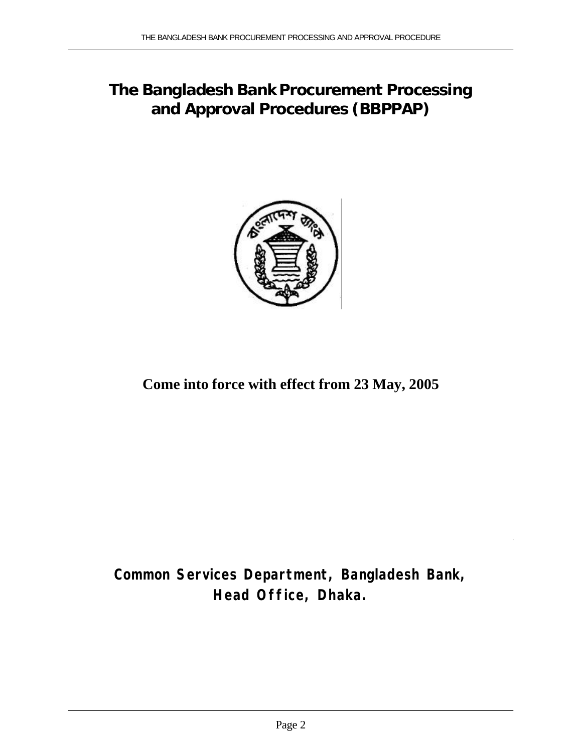# The Bangladesh Bank Procurement Processing and Approval Procedures (BBPPAP)

**Come into force with effect from 23 May, 2005**

**Common Services Department, Bangladesh Bank, Head Office, Dhaka.**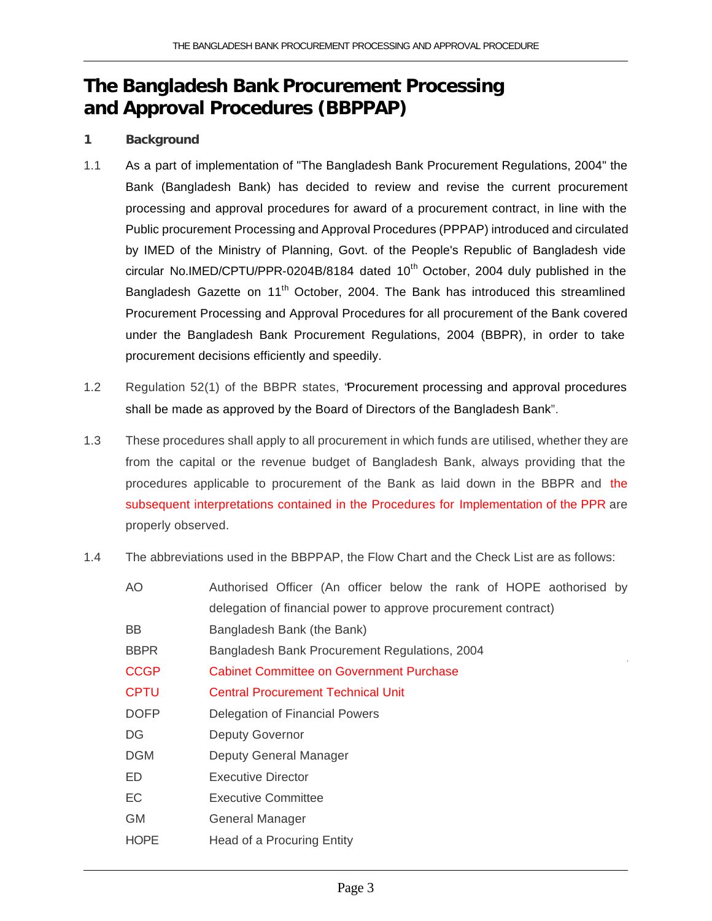# The Bangladesh Bank Procurement Processing and Approval Procedures (BBPPAP)

**1 Background**

1.1 As a part of implementation of "The Bangladesh Bank Procurement Regulations, 2004" the Bank (Bangladesh Bank) has decided to review and revise the current procurement processing and approval procedures for award of a procurement contract, in line with the Public procurement Processing and Approval Procedures (PPPAP) introduced and circulated by IMED of the Ministry of Planning, Govt. of the People's Republic of Bangladesh vide circular No.IMED/CPTU/PPR-0204B/8184 dated 10th October, 2004 duly published in the Bangladesh Gazette on 11th October, 2004. The Bank has introduced this streamlined Procurement Processing and Approval Procedures for all procurement of the Bank covered under the Bangladesh Bank Procurement Regulations, 2004 (BBPR), in order to take procurement decisions efficiently and speedily.

1.2 Regulation 52(1) of the BBPR states, "Procurement processing and approval procedures shall be made as approved by the Board of Directors of the Bangladesh Bank".

1.3 These procedures shall apply to all procurement in which funds are utilised, whether they are from the capital or the revenue budget of Bangladesh Bank, always providing that the procedures applicable to procurement of the Bank as laid down in the BBPR and the subsequent interpretations contained in the Procedures for Implementation of the PPR are properly observed.

1.4 The abbreviations used in the BBPPAP, the Flow Chart and the Check List are as follows:

| | |
|---|---|
| AO | Authorised Officer (An officer below the rank of HOPE aothorised by delegation of financial power to approve procurement contract) |
| BB | Bangladesh Bank (the Bank) |
| BBPR | Bangladesh Bank Procurement Regulations, 2004 |
| CCGP | Cabinet Committee on Government Purchase |
| CPTU | Central Procurement Technical Unit |
| DOFP | Delegation of Financial Powers |
| DG | Deputy Governor |
| DGM | Deputy General Manager |
| ED | Executive Director |
| EC | Executive Committee |
| GM | General Manager |
| HOPE | Head of a Procuring Entity |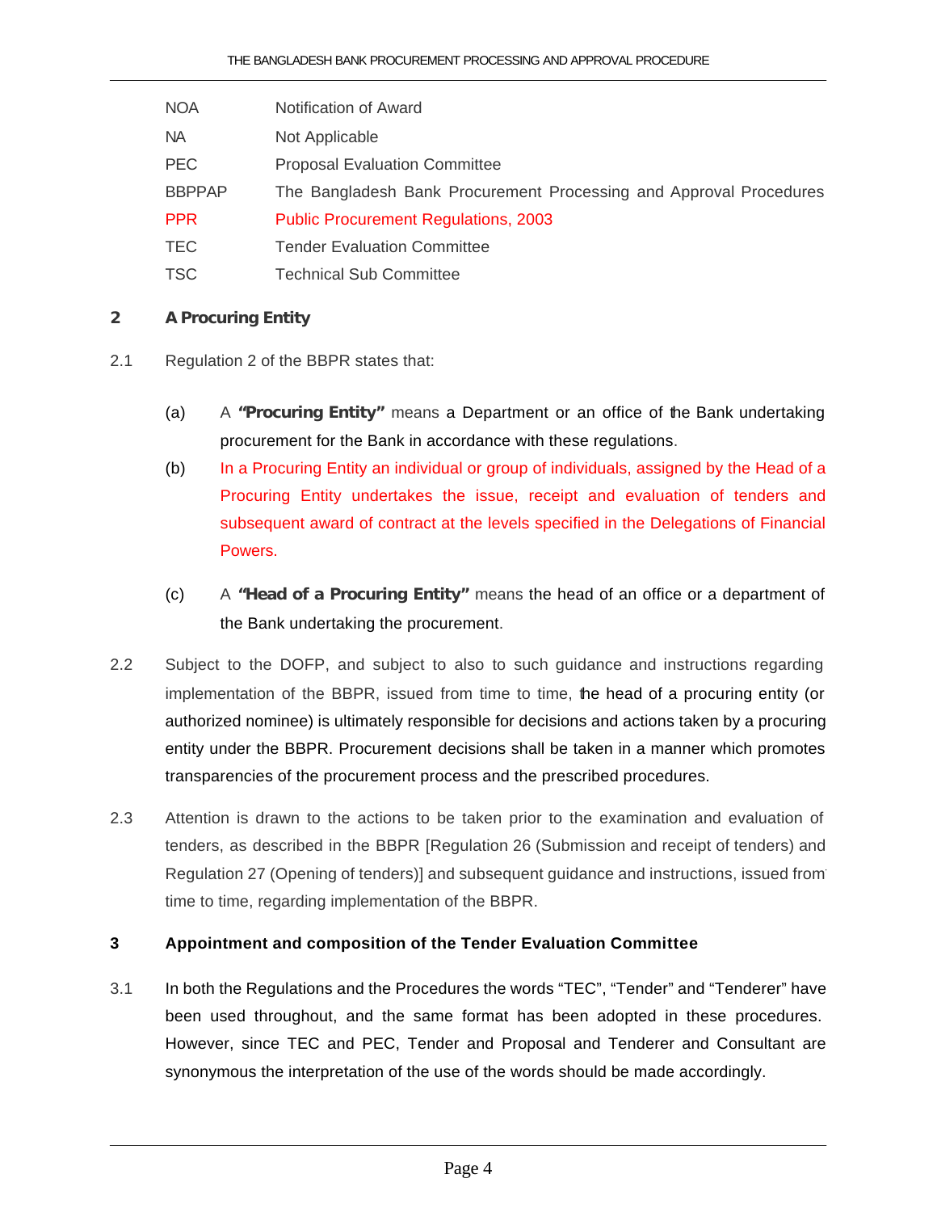| | |
|---|---|
| NOA | Notification of Award |
| NA | Not Applicable |
| PEC | Proposal Evaluation Committee |
| BBPPAP | The Bangladesh Bank Procurement Processing and Approval Procedures |
| PPR | Public Procurement Regulations, 2003 |
| TEC | Tender Evaluation Committee |
| TSC | Technical Sub Committee |

## 2 A Procuring Entity

2.1 Regulation 2 of the BBPR states that:

(a) A **"Procuring Entity"** means a Department or an office of the Bank undertaking procurement for the Bank in accordance with these regulations.

(b) In a Procuring Entity an individual or group of individuals, assigned by the Head of a Procuring Entity undertakes the issue, receipt and evaluation of tenders and subsequent award of contract at the levels specified in the Delegations of Financial Powers.

(c) A **"Head of a Procuring Entity"** means the head of an office or a department of the Bank undertaking the procurement.

2.2 Subject to the DOFP, and subject to also to such guidance and instructions regarding implementation of the BBPR, issued from time to time, the head of a procuring entity (or authorized nominee) is ultimately responsible for decisions and actions taken by a procuring entity under the BBPR. Procurement decisions shall be taken in a manner which promotes transparencies of the procurement process and the prescribed procedures.

2.3 Attention is drawn to the actions to be taken prior to the examination and evaluation of tenders, as described in the BBPR [Regulation 26 (Submission and receipt of tenders) and Regulation 27 (Opening of tenders)] and subsequent guidance and instructions, issued from time to time, regarding implementation of the BBPR.

## 3 Appointment and composition of the Tender Evaluation Committee

3.1 In both the Regulations and the Procedures the words "TEC", "Tender" and "Tenderer" have been used throughout, and the same format has been adopted in these procedures. However, since TEC and PEC, Tender and Proposal and Tenderer and Consultant are synonymous the interpretation of the use of the words should be made accordingly.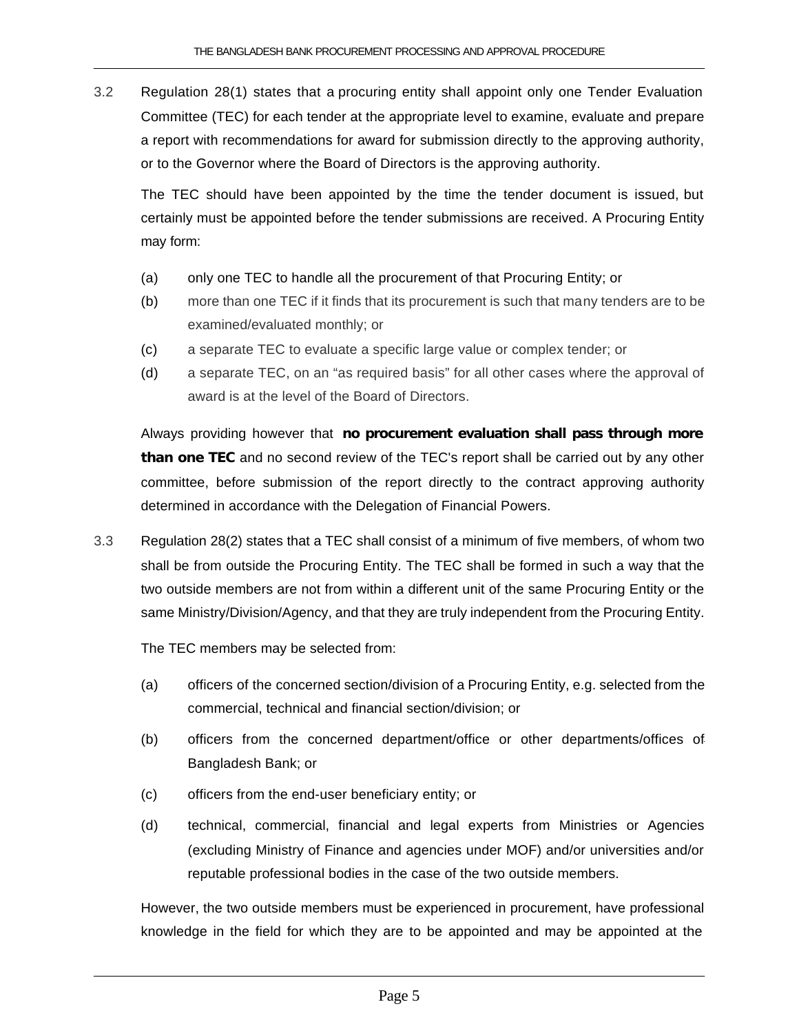3.2 Regulation 28(1) states that a procuring entity shall appoint only one Tender Evaluation Committee (TEC) for each tender at the appropriate level to examine, evaluate and prepare a report with recommendations for award for submission directly to the approving authority, or to the Governor where the Board of Directors is the approving authority.

The TEC should have been appointed by the time the tender document is issued, but certainly must be appointed before the tender submissions are received. A Procuring Entity may form:

(a) only one TEC to handle all the procurement of that Procuring Entity; or

(b) more than one TEC if it finds that its procurement is such that many tenders are to be examined/evaluated monthly; or

(c) a separate TEC to evaluate a specific large value or complex tender; or

(d) a separate TEC, on an "as required basis" for all other cases where the approval of award is at the level of the Board of Directors.

Always providing however that **no procurement evaluation shall pass through more than one TEC** and no second review of the TEC's report shall be carried out by any other committee, before submission of the report directly to the contract approving authority determined in accordance with the Delegation of Financial Powers.

3.3 Regulation 28(2) states that a TEC shall consist of a minimum of five members, of whom two shall be from outside the Procuring Entity. The TEC shall be formed in such a way that the two outside members are not from within a different unit of the same Procuring Entity or the same Ministry/Division/Agency, and that they are truly independent from the Procuring Entity.

The TEC members may be selected from:

(a) officers of the concerned section/division of a Procuring Entity, e.g. selected from the commercial, technical and financial section/division; or

(b) officers from the concerned department/office or other departments/offices of Bangladesh Bank; or

(c) officers from the end-user beneficiary entity; or

(d) technical, commercial, financial and legal experts from Ministries or Agencies (excluding Ministry of Finance and agencies under MOF) and/or universities and/or reputable professional bodies in the case of the two outside members.

However, the two outside members must be experienced in procurement, have professional knowledge in the field for which they are to be appointed and may be appointed at the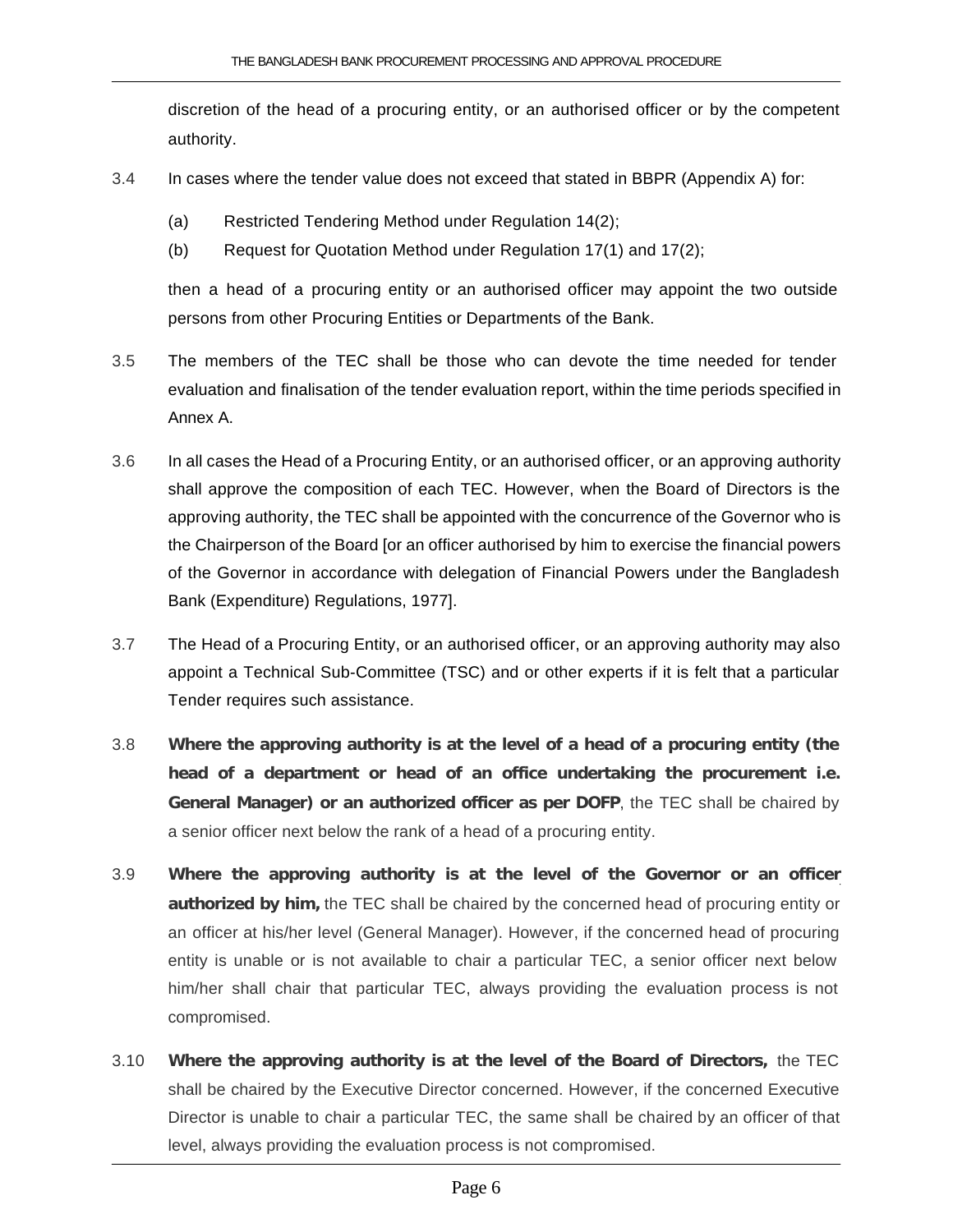discretion of the head of a procuring entity, or an authorised officer or by the competent authority.

3.4 In cases where the tender value does not exceed that stated in BBPR (Appendix A) for:

(a) Restricted Tendering Method under Regulation 14(2);

(b) Request for Quotation Method under Regulation 17(1) and 17(2);

then a head of a procuring entity or an authorised officer may appoint the two outside persons from other Procuring Entities or Departments of the Bank.

3.5 The members of the TEC shall be those who can devote the time needed for tender evaluation and finalisation of the tender evaluation report, within the time periods specified in Annex A.

3.6 In all cases the Head of a Procuring Entity, or an authorised officer, or an approving authority shall approve the composition of each TEC. However, when the Board of Directors is the approving authority, the TEC shall be appointed with the concurrence of the Governor who is the Chairperson of the Board [or an officer authorised by him to exercise the financial powers of the Governor in accordance with delegation of Financial Powers under the Bangladesh Bank (Expenditure) Regulations, 1977].

3.7 The Head of a Procuring Entity, or an authorised officer, or an approving authority may also appoint a Technical Sub-Committee (TSC) and or other experts if it is felt that a particular Tender requires such assistance.

3.8 **Where the approving authority is at the level of a head of a procuring entity (the head of a department or head of an office undertaking the procurement i.e. General Manager) or an authorized officer as per DOFP**, the TEC shall be chaired by a senior officer next below the rank of a head of a procuring entity.

3.9 **Where the approving authority is at the level of the Governor or an officer authorized by him,** the TEC shall be chaired by the concerned head of procuring entity or an officer at his/her level (General Manager). However, if the concerned head of procuring entity is unable or is not available to chair a particular TEC, a senior officer next below him/her shall chair that particular TEC, always providing the evaluation process is not compromised.

3.10 **Where the approving authority is at the level of the Board of Directors,** the TEC shall be chaired by the Executive Director concerned. However, if the concerned Executive Director is unable to chair a particular TEC, the same shall be chaired by an officer of that level, always providing the evaluation process is not compromised.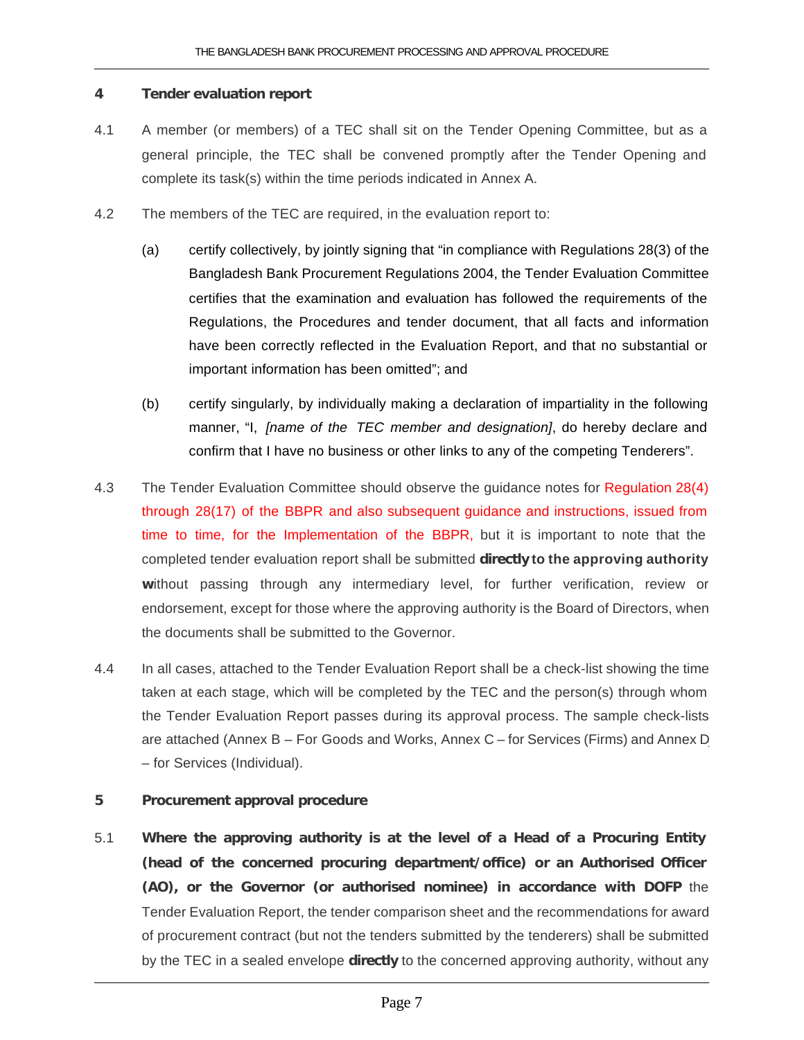## 4 Tender evaluation report

4.1 A member (or members) of a TEC shall sit on the Tender Opening Committee, but as a general principle, the TEC shall be convened promptly after the Tender Opening and complete its task(s) within the time periods indicated in Annex A.

4.2 The members of the TEC are required, in the evaluation report to:

(a) certify collectively, by jointly signing that "in compliance with Regulations 28(3) of the Bangladesh Bank Procurement Regulations 2004, the Tender Evaluation Committee certifies that the examination and evaluation has followed the requirements of the Regulations, the Procedures and tender document, that all facts and information have been correctly reflected in the Evaluation Report, and that no substantial or important information has been omitted"; and

(b) certify singularly, by individually making a declaration of impartiality in the following manner, "I, *[name of the TEC member and designation]*, do hereby declare and confirm that I have no business or other links to any of the competing Tenderers".

4.3 The Tender Evaluation Committee should observe the guidance notes for Regulation 28(4) through 28(17) of the BBPR and also subsequent guidance and instructions, issued from time to time, for the Implementation of the BBPR, but it is important to note that the completed tender evaluation report shall be submitted **directly to the approving authority w**ithout passing through any intermediary level, for further verification, review or endorsement, except for those where the approving authority is the Board of Directors, when the documents shall be submitted to the Governor.

4.4 In all cases, attached to the Tender Evaluation Report shall be a check-list showing the time taken at each stage, which will be completed by the TEC and the person(s) through whom the Tender Evaluation Report passes during its approval process. The sample check-lists are attached (Annex B – For Goods and Works, Annex C – for Services (Firms) and Annex D – for Services (Individual).

## 5 Procurement approval procedure

5.1 **Where the approving authority is at the level of a Head of a Procuring Entity (head of the concerned procuring department/office) or an Authorised Officer (AO), or the Governor (or authorised nominee) in accordance with DOFP** the Tender Evaluation Report, the tender comparison sheet and the recommendations for award of procurement contract (but not the tenders submitted by the tenderers) shall be submitted by the TEC in a sealed envelope **directly** to the concerned approving authority, without any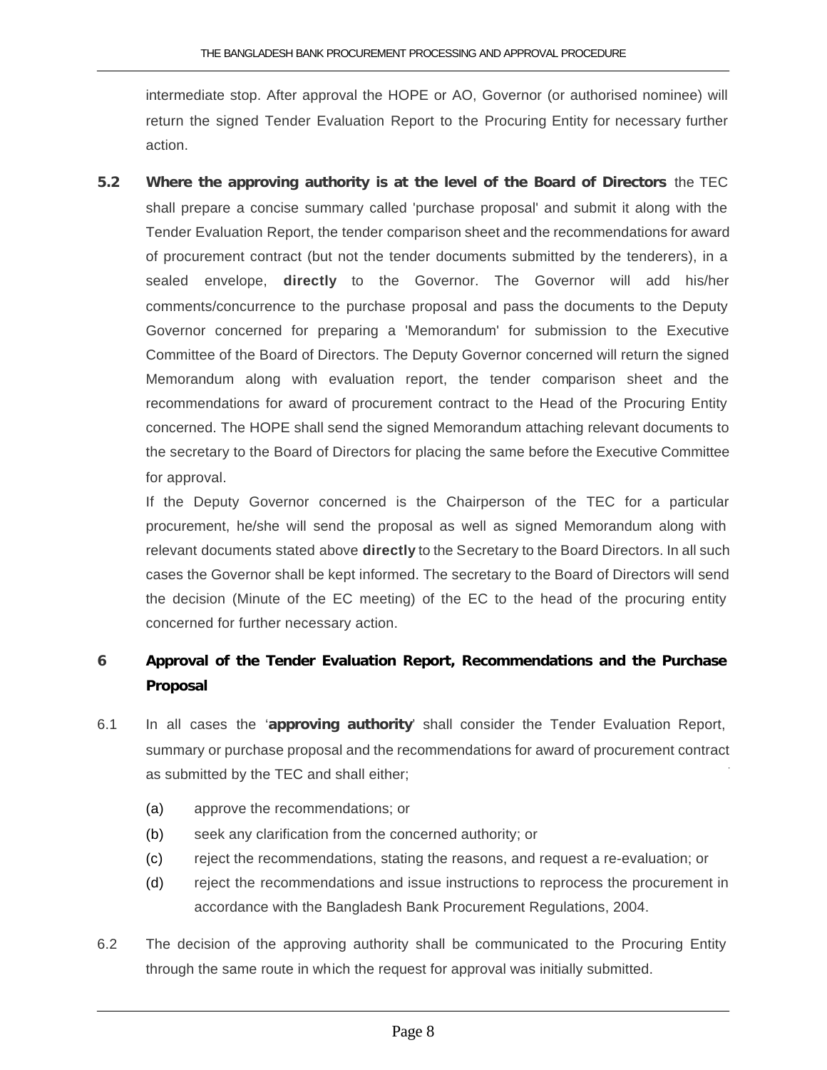intermediate stop. After approval the HOPE or AO, Governor (or authorised nominee) will return the signed Tender Evaluation Report to the Procuring Entity for necessary further action.

**5.2** **Where the approving authority is at the level of the Board of Directors** the TEC shall prepare a concise summary called 'purchase proposal' and submit it along with the Tender Evaluation Report, the tender comparison sheet and the recommendations for award of procurement contract (but not the tender documents submitted by the tenderers), in a sealed envelope, **directly** to the Governor. The Governor will add his/her comments/concurrence to the purchase proposal and pass the documents to the Deputy Governor concerned for preparing a 'Memorandum' for submission to the Executive Committee of the Board of Directors. The Deputy Governor concerned will return the signed Memorandum along with evaluation report, the tender comparison sheet and the recommendations for award of procurement contract to the Head of the Procuring Entity concerned. The HOPE shall send the signed Memorandum attaching relevant documents to the secretary to the Board of Directors for placing the same before the Executive Committee for approval.

If the Deputy Governor concerned is the Chairperson of the TEC for a particular procurement, he/she will send the proposal as well as signed Memorandum along with relevant documents stated above **directly** to the Secretary to the Board Directors. In all such cases the Governor shall be kept informed. The secretary to the Board of Directors will send the decision (Minute of the EC meeting) of the EC to the head of the procuring entity concerned for further necessary action.

## 6 Approval of the Tender Evaluation Report, Recommendations and the Purchase Proposal

6.1 In all cases the '**approving authority**' shall consider the Tender Evaluation Report, summary or purchase proposal and the recommendations for award of procurement contract as submitted by the TEC and shall either;

- (a) approve the recommendations; or
- (b) seek any clarification from the concerned authority; or
- (c) reject the recommendations, stating the reasons, and request a re-evaluation; or
- (d) reject the recommendations and issue instructions to reprocess the procurement in accordance with the Bangladesh Bank Procurement Regulations, 2004.

6.2 The decision of the approving authority shall be communicated to the Procuring Entity through the same route in which the request for approval was initially submitted.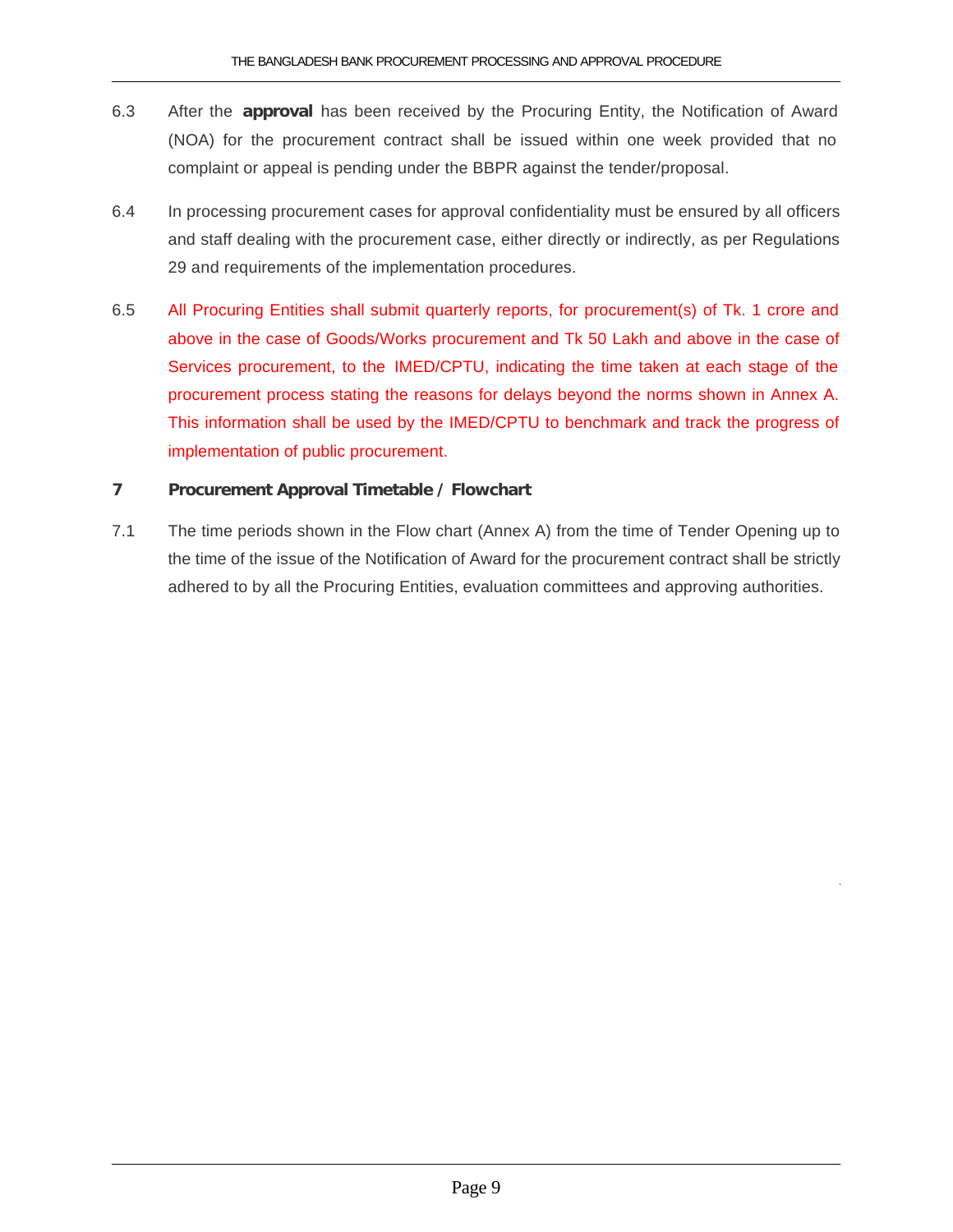6.3 After the **approval** has been received by the Procuring Entity, the Notification of Award (NOA) for the procurement contract shall be issued within one week provided that no complaint or appeal is pending under the BBPR against the tender/proposal.

6.4 In processing procurement cases for approval confidentiality must be ensured by all officers and staff dealing with the procurement case, either directly or indirectly, as per Regulations 29 and requirements of the implementation procedures.

6.5 All Procuring Entities shall submit quarterly reports, for procurement(s) of Tk. 1 crore and above in the case of Goods/Works procurement and Tk 50 Lakh and above in the case of Services procurement, to the IMED/CPTU, indicating the time taken at each stage of the procurement process stating the reasons for delays beyond the norms shown in Annex A. This information shall be used by the IMED/CPTU to benchmark and track the progress of implementation of public procurement.

## 7 Procurement Approval Timetable / Flowchart

7.1 The time periods shown in the Flow chart (Annex A) from the time of Tender Opening up to the time of the issue of the Notification of Award for the procurement contract shall be strictly adhered to by all the Procuring Entities, evaluation committees and approving authorities.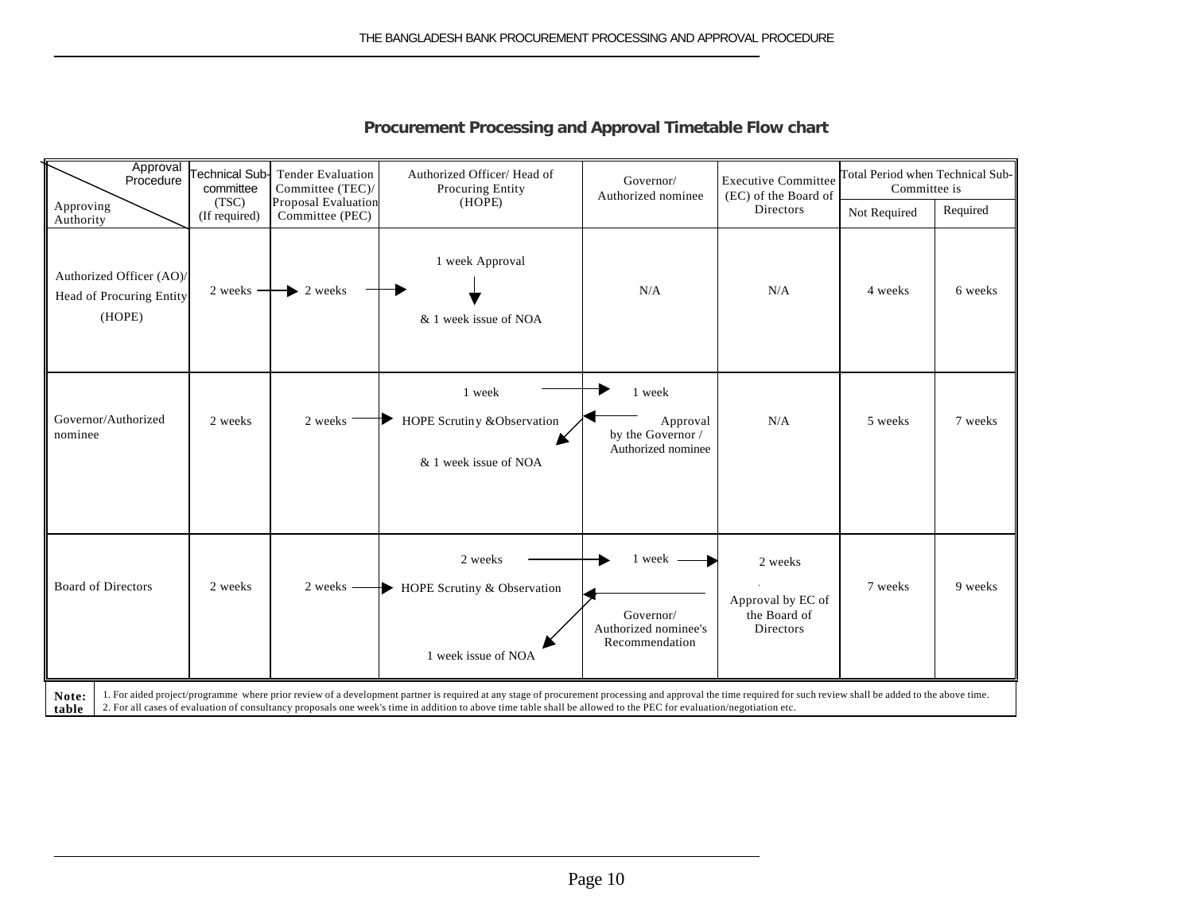## Procurement Processing and Approval Timetable Flow chart

| Approval Procedure / Approving Authority | Technical Sub-committee (TSC) (If required) | Tender Evaluation Committee (TEC)/ Proposal Evaluation Committee (PEC) | Authorized Officer/ Head of Procuring Entity (HOPE) | Governor/ Authorized nominee | Executive Committee (EC) of the Board of Directors | Total Period when Technical Sub-Committee is | |
|---|---|---|---|---|---|---|---|
| | | | | | | Not Required | Required |
| Authorized Officer (AO)/ Head of Procuring Entity (HOPE) | 2 weeks → | 2 weeks → | 1 week Approval ↓ & 1 week issue of NOA | N/A | N/A | 4 weeks | 6 weeks |
| Governor/Authorized nominee | 2 weeks | 2 weeks → | 1 week → HOPE Scrutiny &Observation ← & 1 week issue of NOA | 1 week Approval by the Governor / Authorized nominee | N/A | 5 weeks | 7 weeks |
| Board of Directors | 2 weeks | 2 weeks → | 2 weeks → HOPE Scrutiny & Observation ← 1 week issue of NOA | 1 week → Governor/ Authorized nominee's Recommendation | 2 weeks Approval by EC of the Board of Directors | 7 weeks | 9 weeks |

**Note: table**

1. For aided project/programme where prior review of a development partner is required at any stage of procurement processing and approval the time required for such review shall be added to the above time.
2. For all cases of evaluation of consultancy proposals one week's time in addition to above time table shall be allowed to the PEC for evaluation/negotiation etc.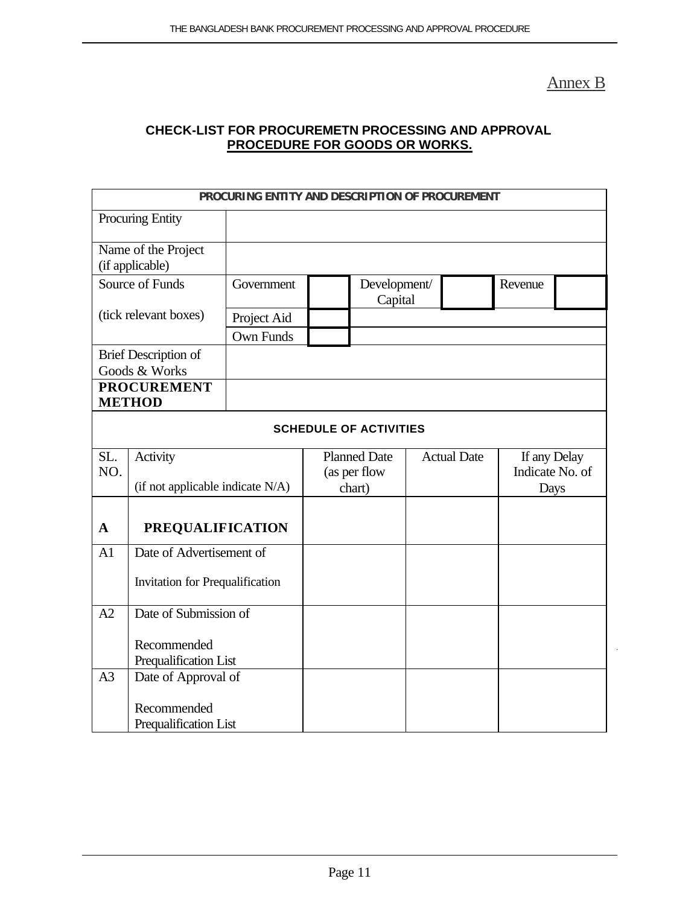Annex B

## CHECK-LIST FOR PROCUREMETN PROCESSING AND APPROVAL PROCEDURE FOR GOODS OR WORKS.

| PROCURING ENTITY AND DESCRIPTION OF PROCUREMENT | | | | | | | |
|---|---|---|---|---|---|---|---|
| Procuring Entity | | | | | | | |
| Name of the Project (if applicable) | | | | | | | |
| Source of Funds<br><br>(tick relevant boxes) | Government | | Development/ Capital | | Revenue | | |
| | Project Aid | | | | | | |
| | Own Funds | | | | | | |
| Brief Description of Goods & Works | | | | | | | |
| **PROCUREMENT METHOD** | | | | | | | |

**SCHEDULE OF ACTIVITIES**

| SL. NO. | Activity<br><br>(if not applicable indicate N/A) | Planned Date (as per flow chart) | Actual Date | If any Delay Indicate No. of Days |
|---|---|---|---|---|
| **A** | **PREQUALIFICATION** | | | |
| A1 | Date of Advertisement of<br><br>Invitation for Prequalification | | | |
| A2 | Date of Submission of<br><br>Recommended Prequalification List | | | |
| A3 | Date of Approval of<br><br>Recommended Prequalification List | | | |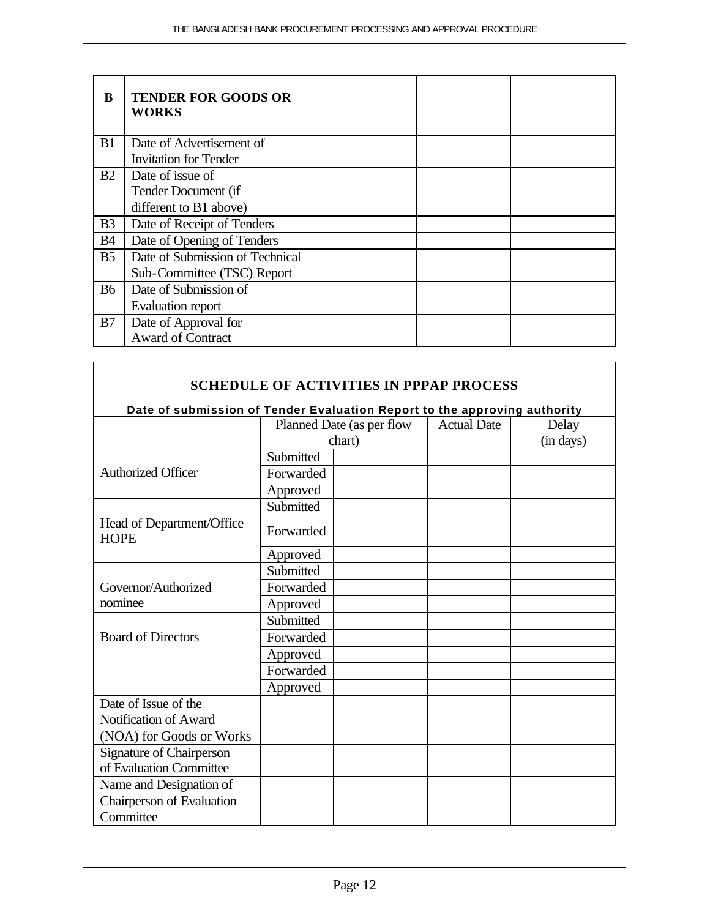| B | **TENDER FOR GOODS OR WORKS** | | | |
|---|---|---|---|---|
| B1 | Date of Advertisement of Invitation for Tender | | | |
| B2 | Date of issue of Tender Document (if different to B1 above) | | | |
| B3 | Date of Receipt of Tenders | | | |
| B4 | Date of Opening of Tenders | | | |
| B5 | Date of Submission of Technical Sub-Committee (TSC) Report | | | |
| B6 | Date of Submission of Evaluation report | | | |
| B7 | Date of Approval for Award of Contract | | | |

**SCHEDULE OF ACTIVITIES IN PPPAP PROCESS**

**Date of submission of Tender Evaluation Report to the approving authority**

| | Planned Date (as per flow chart) | | Actual Date | Delay (in days) |
|---|---|---|---|---|
| Authorized Officer | Submitted | | | |
| | Forwarded | | | |
| | Approved | | | |
| Head of Department/Office HOPE | Submitted | | | |
| | Forwarded | | | |
| | Approved | | | |
| Governor/Authorized nominee | Submitted | | | |
| | Forwarded | | | |
| | Approved | | | |
| Board of Directors | Submitted | | | |
| | Forwarded | | | |
| | Approved | | | |
| | Forwarded | | | |
| | Approved | | | |
| Date of Issue of the Notification of Award (NOA) for Goods or Works | | | | |
| Signature of Chairperson of Evaluation Committee | | | | |
| Name and Designation of Chairperson of Evaluation Committee | | | | |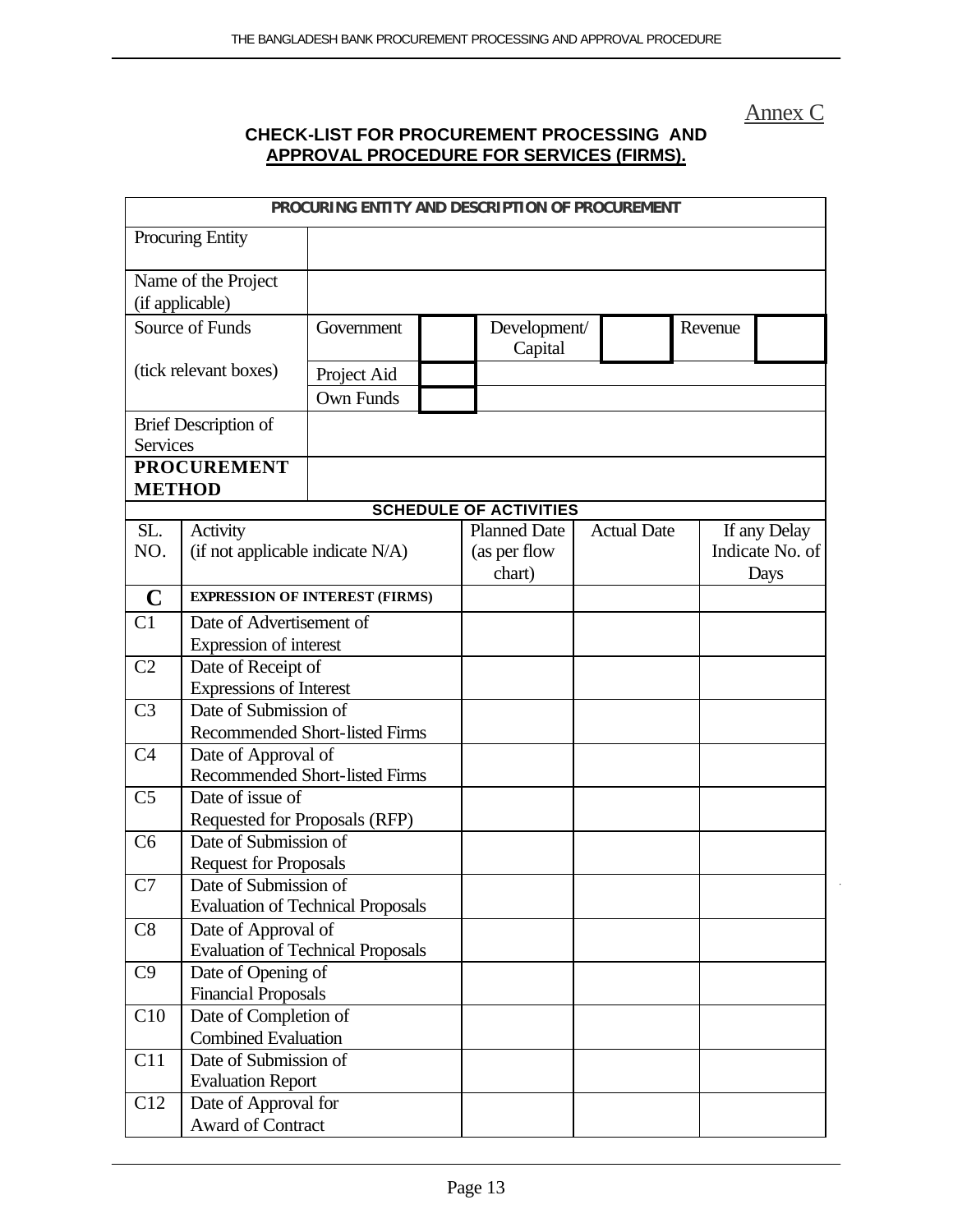Annex C

## CHECK-LIST FOR PROCUREMENT PROCESSING AND APPROVAL PROCEDURE FOR SERVICES (FIRMS).

| PROCURING ENTITY AND DESCRIPTION OF PROCUREMENT | | | | | | |
|---|---|---|---|---|---|---|
| Procuring Entity | | | | | | |
| Name of the Project (if applicable) | | | | | | |
| Source of Funds | Government | | Development/ Capital | | Revenue | |
| (tick relevant boxes) | Project Aid | | | | | |
| | Own Funds | | | | | |
| Brief Description of Services | | | | | | |
| **PROCUREMENT METHOD** | | | | | | |

| SCHEDULE OF ACTIVITIES | | | | |
|---|---|---|---|---|
| SL. NO. | Activity (if not applicable indicate N/A) | Planned Date (as per flow chart) | Actual Date | If any Delay Indicate No. of Days |
| **C** | **EXPRESSION OF INTEREST (FIRMS)** | | | |
| C1 | Date of Advertisement of Expression of interest | | | |
| C2 | Date of Receipt of Expressions of Interest | | | |
| C3 | Date of Submission of Recommended Short-listed Firms | | | |
| C4 | Date of Approval of Recommended Short-listed Firms | | | |
| C5 | Date of issue of Requested for Proposals (RFP) | | | |
| C6 | Date of Submission of Request for Proposals | | | |
| C7 | Date of Submission of Evaluation of Technical Proposals | | | |
| C8 | Date of Approval of Evaluation of Technical Proposals | | | |
| C9 | Date of Opening of Financial Proposals | | | |
| C10 | Date of Completion of Combined Evaluation | | | |
| C11 | Date of Submission of Evaluation Report | | | |
| C12 | Date of Approval for Award of Contract | | | |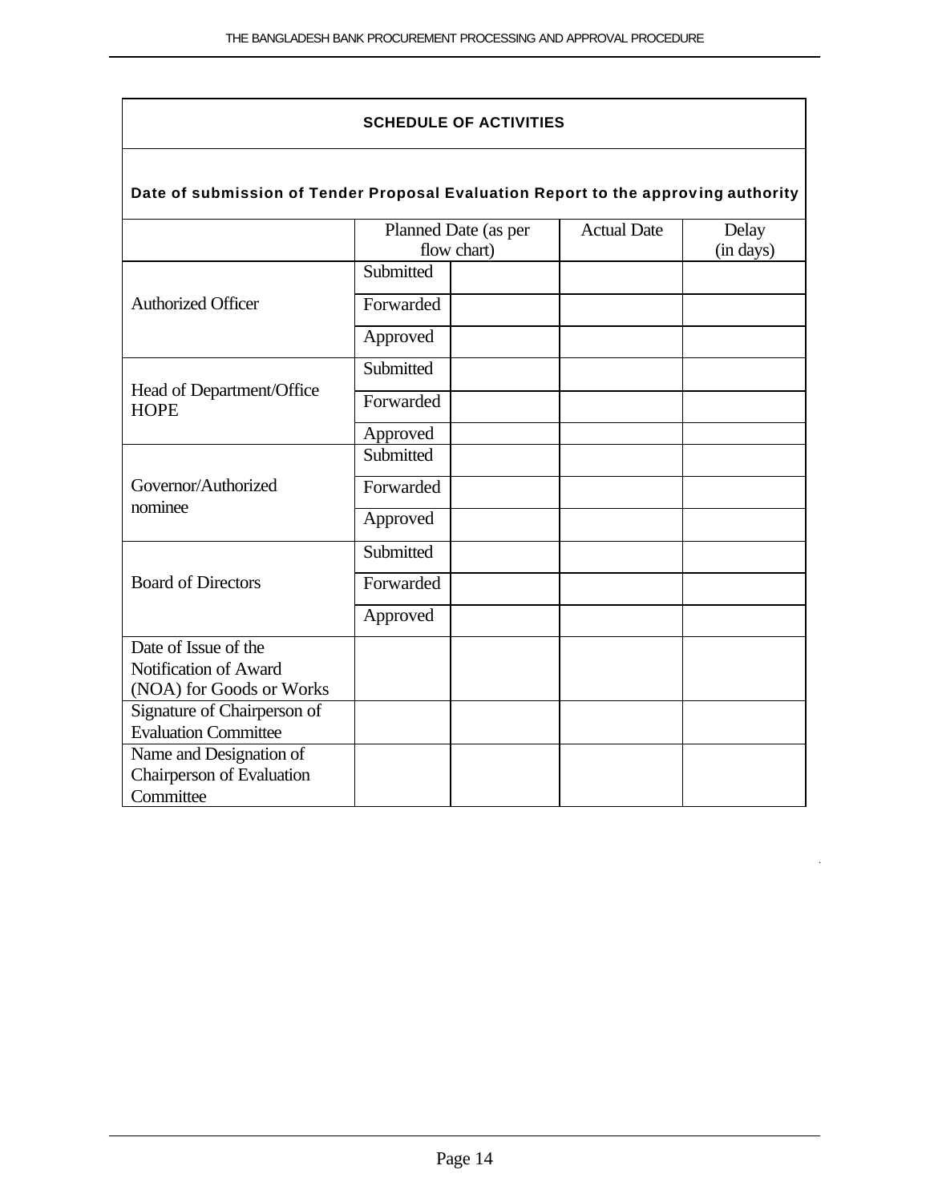**SCHEDULE OF ACTIVITIES**

**Date of submission of Tender Proposal Evaluation Report to the approving authority**

| | Planned Date (as per flow chart) | | Actual Date | Delay (in days) |
|---|---|---|---|---|
| Authorized Officer | Submitted | | | |
| | Forwarded | | | |
| | Approved | | | |
| Head of Department/Office HOPE | Submitted | | | |
| | Forwarded | | | |
| | Approved | | | |
| Governor/Authorized nominee | Submitted | | | |
| | Forwarded | | | |
| | Approved | | | |
| Board of Directors | Submitted | | | |
| | Forwarded | | | |
| | Approved | | | |
| Date of Issue of the Notification of Award (NOA) for Goods or Works | | | | |
| Signature of Chairperson of Evaluation Committee | | | | |
| Name and Designation of Chairperson of Evaluation Committee | | | | |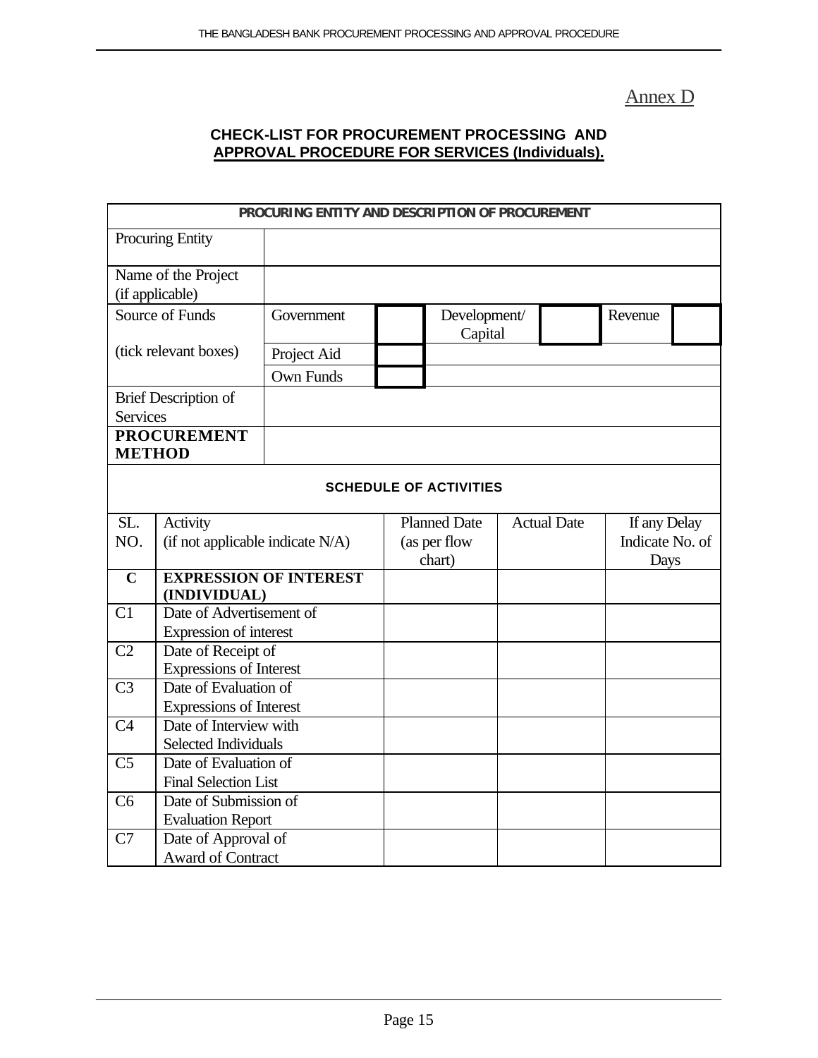Annex D

## CHECK-LIST FOR PROCUREMENT PROCESSING AND APPROVAL PROCEDURE FOR SERVICES (Individuals).

| PROCURING ENTITY AND DESCRIPTION OF PROCUREMENT | | | | | | |
|---|---|---|---|---|---|---|
| Procuring Entity | | | | | | |
| Name of the Project (if applicable) | | | | | | |
| Source of Funds | Government | | Development/ Capital | | Revenue | |
| (tick relevant boxes) | Project Aid | | | | | |
| | Own Funds | | | | | |
| Brief Description of Services | | | | | | |
| **PROCUREMENT METHOD** | | | | | | |

**SCHEDULE OF ACTIVITIES**

| SL. NO. | Activity (if not applicable indicate N/A) | Planned Date (as per flow chart) | Actual Date | If any Delay Indicate No. of Days |
|---|---|---|---|---|
| **C** | **EXPRESSION OF INTEREST (INDIVIDUAL)** | | | |
| C1 | Date of Advertisement of Expression of interest | | | |
| C2 | Date of Receipt of Expressions of Interest | | | |
| C3 | Date of Evaluation of Expressions of Interest | | | |
| C4 | Date of Interview with Selected Individuals | | | |
| C5 | Date of Evaluation of Final Selection List | | | |
| C6 | Date of Submission of Evaluation Report | | | |
| C7 | Date of Approval of Award of Contract | | | |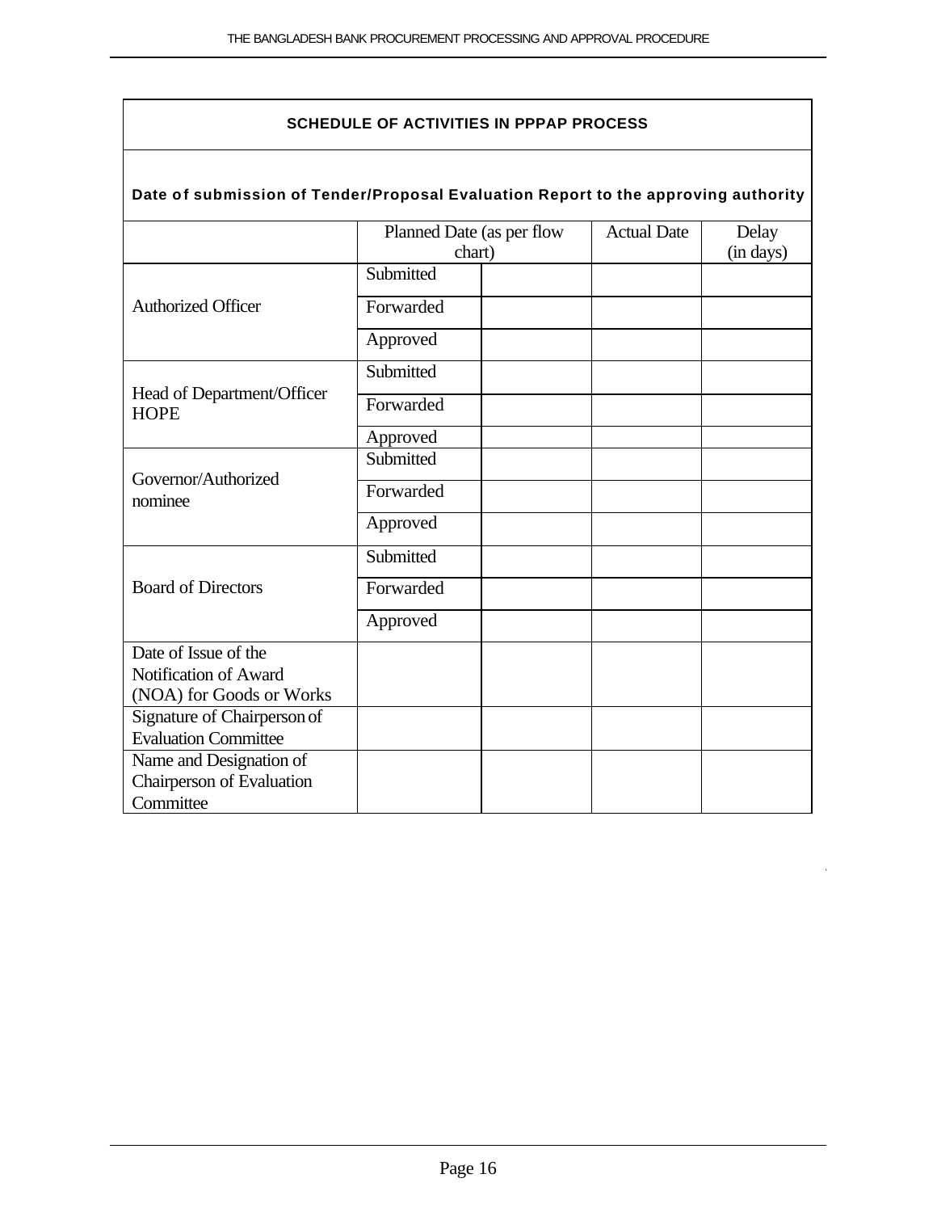## SCHEDULE OF ACTIVITIES IN PPPAP PROCESS

**Date of submission of Tender/Proposal Evaluation Report to the approving authority**

| | Planned Date (as per flow chart) | | Actual Date | Delay (in days) |
|---|---|---|---|---|
| Authorized Officer | Submitted | | | |
| | Forwarded | | | |
| | Approved | | | |
| Head of Department/Officer HOPE | Submitted | | | |
| | Forwarded | | | |
| | Approved | | | |
| Governor/Authorized nominee | Submitted | | | |
| | Forwarded | | | |
| | Approved | | | |
| Board of Directors | Submitted | | | |
| | Forwarded | | | |
| | Approved | | | |
| Date of Issue of the Notification of Award (NOA) for Goods or Works | | | | |
| Signature of Chairperson of Evaluation Committee | | | | |
| Name and Designation of Chairperson of Evaluation Committee | | | | |